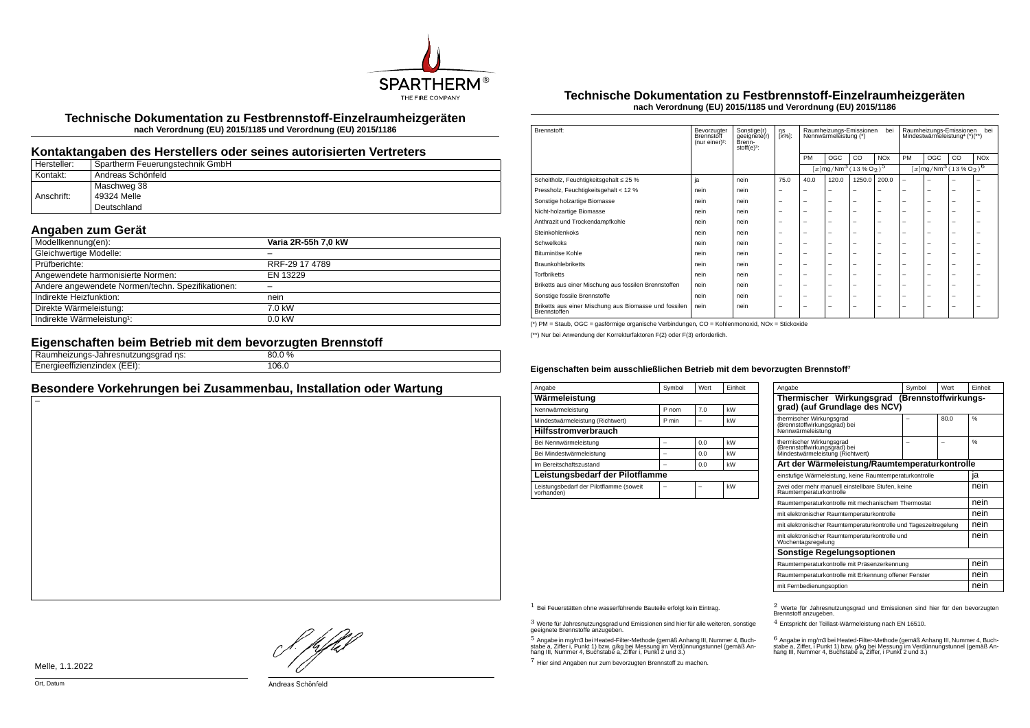SPARTHERM® THE FIRE COMPANY

# Technische Dokumentation zu Festbrennstoff-Einzelraumheizgeräten

**nach Verordnung (EU) 2015/1185 und Verordnung (EU) 2015/1186**

## Kontaktangaben des Herstellers oder seines autorisierten Vertreters

| | |
|---|---|
| Hersteller: | Spartherm Feuerungstechnik GmbH |
| Kontakt: | Andreas Schönfeld |
| Anschrift: | Maschweg 38<br>49324 Melle<br>Deutschland |

## Angaben zum Gerät

| | |
|---|---|
| Modellkennung(en): | **Varia 2R-55h 7,0 kW** |
| Gleichwertige Modelle: | – |
| Prüfberichte: | RRF-29 17 4789 |
| Angewendete harmonisierte Normen: | EN 13229 |
| Andere angewendete Normen/techn. Spezifikationen: | – |
| Indirekte Heizfunktion: | nein |
| Direkte Wärmeleistung: | 7.0 kW |
| Indirekte Wärmeleistung[1]: | 0.0 kW |

## Eigenschaften beim Betrieb mit dem bevorzugten Brennstoff

| | |
|---|---|
| Raumheizungs-Jahresnutzungsgrad ηs: | 80.0 % |
| Energieeffizienzindex (EEI): | 106.0 |

## Besondere Vorkehrungen bei Zusammenbau, Installation oder Wartung

–

Melle, 1.1.2022

Ort, Datum

Andreas Schönfeld

# Technische Dokumentation zu Festbrennstoff-Einzelraumheizgeräten

**nach Verordnung (EU) 2015/1185 und Verordnung (EU) 2015/1186**

| Brennstoff: | Bevorzugter Brennstoff (nur einer)[2]: | Sonstige(r) geeignete(r) Brennstoff(e)[3]: | ηs [x%]: | Raumheizungs-Emissionen bei Nennwärmeleistung (*) | | | | Raumheizungs-Emissionen bei Mindestwärmeleistung[4] (*)(**) | | | |
|---|---|---|---|---|---|---|---|---|---|---|---|
| | | | | PM | OGC | CO | NOx | PM | OGC | CO | NOx |
| | | | | $[x]\mathrm{mg/Nm^3}\,(13\,\%\,O_2)^5$ | | | | $[x]\mathrm{mg/Nm^3}\,(13\,\%\,O_2)^6$ | | | |
| Scheitholz, Feuchtigkeitsgehalt ≤ 25 % | ja | nein | 75.0 | 40.0 | 120.0 | 1250.0 | 200.0 | – | – | – | – |
| Pressholz, Feuchtigkeitsgehalt < 12 % | nein | nein | – | – | – | – | – | – | – | – | – |
| Sonstige holzartige Biomasse | nein | nein | – | – | – | – | – | – | – | – | – |
| Nicht-holzartige Biomasse | nein | nein | – | – | – | – | – | – | – | – | – |
| Anthrazit und Trockendampfkohle | nein | nein | – | – | – | – | – | – | – | – | – |
| Steinkohlenkoks | nein | nein | – | – | – | – | – | – | – | – | – |
| Schwelkoks | nein | nein | – | – | – | – | – | – | – | – | – |
| Bituminöse Kohle | nein | nein | – | – | – | – | – | – | – | – | – |
| Braunkohlebriketts | nein | nein | – | – | – | – | – | – | – | – | – |
| Torfbriketts | nein | nein | – | – | – | – | – | – | – | – | – |
| Briketts aus einer Mischung aus fossilen Brennstoffen | nein | nein | – | – | – | – | – | – | – | – | – |
| Sonstige fossile Brennstoffe | nein | nein | – | – | – | – | – | – | – | – | – |
| Briketts aus einer Mischung aus Biomasse und fossilen Brennstoffen | nein | nein | – | – | – | – | – | – | – | – | – |

(*) PM = Staub, OGC = gasförmige organische Verbindungen, CO = Kohlenmonoxid, NOx = Stickoxide

(**) Nur bei Anwendung der Korrekturfaktoren F(2) oder F(3) erforderlich.

### Eigenschaften beim ausschließlichen Betrieb mit dem bevorzugten Brennstoff[7]

| Angabe | Symbol | Wert | Einheit |
|---|---|---|---|
| **Wärmeleistung** | | | |
| Nennwärmeleistung | P nom | 7.0 | kW |
| Mindestwärmeleistung (Richtwert) | P min | – | kW |
| **Hilfsstromverbrauch** | | | |
| Bei Nennwärmeleistung | – | 0.0 | kW |
| Bei Mindestwärmeleistung | – | 0.0 | kW |
| Im Bereitschaftszustand | – | 0.0 | kW |
| **Leistungsbedarf der Pilotflamme** | | | |
| Leistungsbedarf der Pilotflamme (soweit vorhanden) | – | – | kW |

| Angabe | Symbol | Wert | Einheit |
|---|---|---|---|
| **Thermischer Wirkungsgrad (Brennstoffwirkungsgrad) (auf Grundlage des NCV)** | | | |
| thermischer Wirkungsgrad (Brennstoffwirkungsgrad) bei Nennwärmeleistung | – | 80.0 | % |
| thermischer Wirkungsgrad (Brennstoffwirkungsgrad) bei Mindestwärmeleistung (Richtwert) | – | – | % |
| **Art der Wärmeleistung/Raumtemperaturkontrolle** | | | |
| einstufige Wärmeleistung, keine Raumtemperaturkontrolle | | | ja |
| zwei oder mehr manuell einstellbare Stufen, keine Raumtemperaturkontrolle | | | nein |
| Raumtemperaturkontrolle mit mechanischem Thermostat | | | nein |
| mit elektronischer Raumtemperaturkontrolle | | | nein |
| mit elektronischer Raumtemperaturkontrolle und Tageszeitregelung | | | nein |
| mit elektronischer Raumtemperaturkontrolle und Wochentagsregelung | | | nein |
| **Sonstige Regelungsoptionen** | | | |
| Raumtemperaturkontrolle mit Präsenzerkennung | | | nein |
| Raumtemperaturkontrolle mit Erkennung offener Fenster | | | nein |
| mit Fernbedienungsoption | | | nein |

[1] Bei Feuerstätten ohne wasserführende Bauteile erfolgt kein Eintrag.

[2] Werte für Jahresnutzungsgrad und Emissionen sind hier für den bevorzugten Brennstoff anzugeben.

[3] Werte für Jahresnutzungsgrad und Emissionen sind hier für alle weiteren, sonstige geeignete Brennstoffe anzugeben.

[4] Entspricht der Teillast-Wärmeleistung nach EN 16510.

[5] Angabe in mg/m3 bei Heated-Filter-Methode (gemäß Anhang III, Nummer 4, Buchstabe a, Ziffer i, Punkt 1) bzw. g/kg bei Messung im Verdünnungstunnel (gemäß Anhang III, Nummer 4, Buchstabe a, Ziffer i, Punkt 2 und 3.)

[6] Angabe in mg/m3 bei Heated-Filter-Methode (gemäß Anhang III, Nummer 4, Buchstabe a, Ziffer, i Punkt 1) bzw. g/kg bei Messung im Verdünnungstunnel (gemäß Anhang III, Nummer 4, Buchstabe a, Ziffer, i Punkt 2 und 3.)

[7] Hier sind Angaben nur zum bevorzugten Brennstoff zu machen.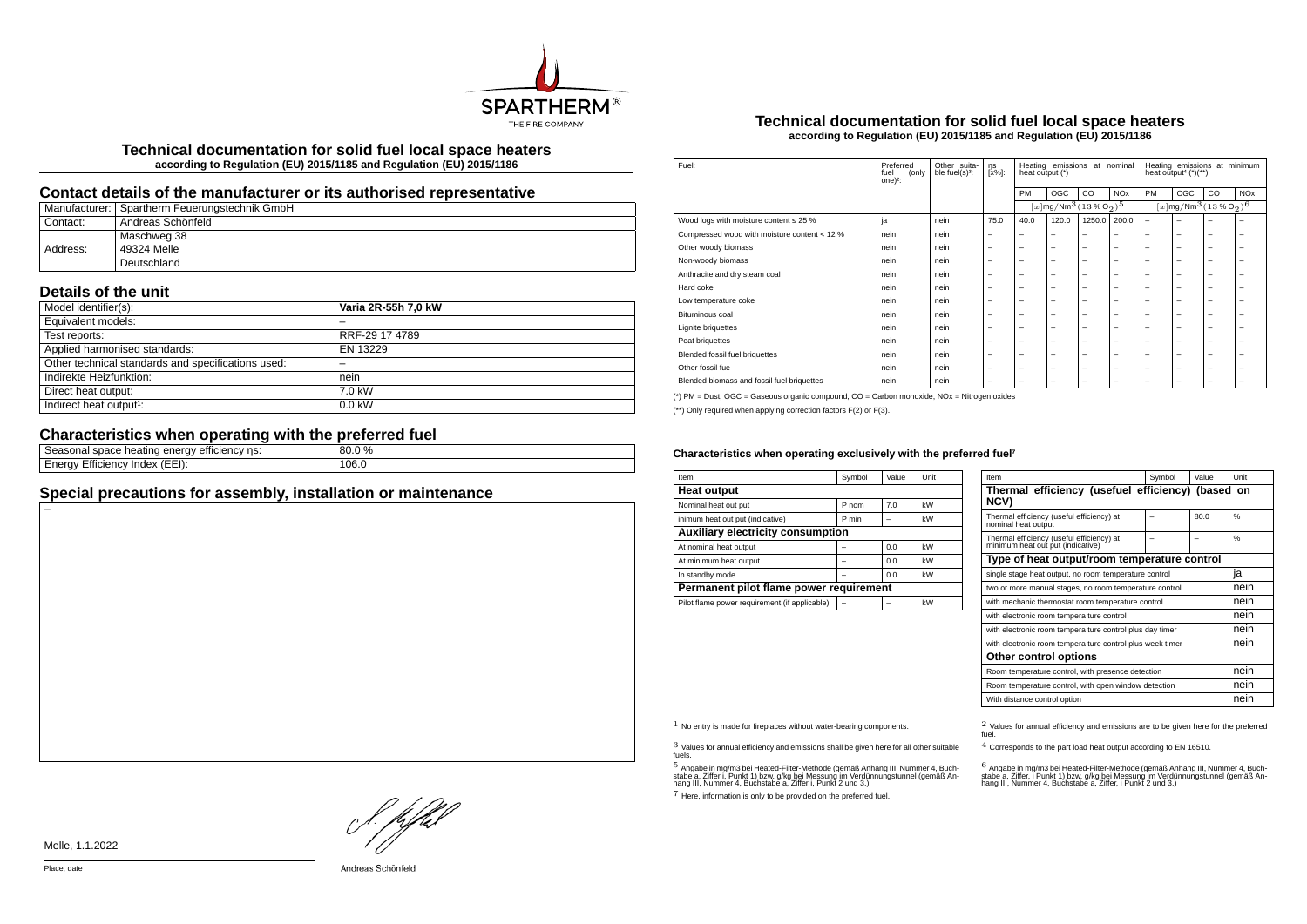# Technical documentation for solid fuel local space heaters

**according to Regulation (EU) 2015/1185 and Regulation (EU) 2015/1186**

## Contact details of the manufacturer or its authorised representative

| | |
|---|---|
| Manufacturer: | Spartherm Feuerungstechnik GmbH |
| Contact: | Andreas Schönfeld |
| Address: | Maschweg 38<br>49324 Melle<br>Deutschland |

## Details of the unit

| | |
|---|---|
| Model identifier(s): | **Varia 2R-55h 7,0 kW** |
| Equivalent models: | – |
| Test reports: | RRF-29 17 4789 |
| Applied harmonised standards: | EN 13229 |
| Other technical standards and specifications used: | – |
| Indirekte Heizfunktion: | nein |
| Direct heat output: | 7.0 kW |
| Indirect heat output[1]: | 0.0 kW |

## Characteristics when operating with the preferred fuel

| | |
|---|---|
| Seasonal space heating energy efficiency ηs: | 80.0 % |
| Energy Efficiency Index (EEI): | 106.0 |

## Special precautions for assembly, installation or maintenance

–

# Technical documentation for solid fuel local space heaters

**according to Regulation (EU) 2015/1185 and Regulation (EU) 2015/1186**

| Fuel: | Preferred fuel (only one)[2]: | Other suitable fuel(s)[3]: | ηs [x%]: | Heating emissions at nominal heat output (*) | | | | Heating emissions at minimum heat output[4] (*)(**) | | | |
|---|---|---|---|---|---|---|---|---|---|---|---|
| | | | | PM | OGC | CO | NOx | PM | OGC | CO | NOx |
| | | | | $[x]\mathrm{mg/Nm^3}\,(13\,\%\,O_2)^5$ | | | | $[x]\mathrm{mg/Nm^3}\,(13\,\%\,O_2)^6$ | | | |
| Wood logs with moisture content ≤ 25 % | ja | nein | 75.0 | 40.0 | 120.0 | 1250.0 | 200.0 | – | – | – | – |
| Compressed wood with moisture content < 12 % | nein | nein | – | – | – | – | – | – | – | – | – |
| Other woody biomass | nein | nein | – | – | – | – | – | – | – | – | – |
| Non-woody biomass | nein | nein | – | – | – | – | – | – | – | – | – |
| Anthracite and dry steam coal | nein | nein | – | – | – | – | – | – | – | – | – |
| Hard coke | nein | nein | – | – | – | – | – | – | – | – | – |
| Low temperature coke | nein | nein | – | – | – | – | – | – | – | – | – |
| Bituminous coal | nein | nein | – | – | – | – | – | – | – | – | – |
| Lignite briquettes | nein | nein | – | – | – | – | – | – | – | – | – |
| Peat briquettes | nein | nein | – | – | – | – | – | – | – | – | – |
| Blended fossil fuel briquettes | nein | nein | – | – | – | – | – | – | – | – | – |
| Other fossil fue | nein | nein | – | – | – | – | – | – | – | – | – |
| Blended biomass and fossil fuel briquettes | nein | nein | – | – | – | – | – | – | – | – | – |

(*) PM = Dust, OGC = Gaseous organic compound, CO = Carbon monoxide, NOx = Nitrogen oxides

(**) Only required when applying correction factors F(2) or F(3).

### Characteristics when operating exclusively with the preferred fuel[7]

| Item | Symbol | Value | Unit |
|---|---|---|---|
| **Heat output** | | | |
| Nominal heat out put | P nom | 7.0 | kW |
| inimum heat out put (indicative) | P min | – | kW |
| **Auxiliary electricity consumption** | | | |
| At nominal heat output | – | 0.0 | kW |
| At minimum heat output | – | 0.0 | kW |
| In standby mode | – | 0.0 | kW |
| **Permanent pilot flame power requirement** | | | |
| Pilot flame power requirement (if applicable) | – | – | kW |

| Item | Symbol | Value | Unit |
|---|---|---|---|
| **Thermal efficiency (usefuel efficiency) (based on NCV)** | | | |
| Thermal efficiency (useful efficiency) at nominal heat output | – | 80.0 | % |
| Thermal efficiency (useful efficiency) at minimum heat out put (indicative) | – | – | % |
| **Type of heat output/room temperature control** | | | |
| single stage heat output, no room temperature control | | | ja |
| two or more manual stages, no room temperature control | | | nein |
| with mechanic thermostat room temperature control | | | nein |
| with electronic room tempera ture control | | | nein |
| with electronic room tempera ture control plus day timer | | | nein |
| with electronic room tempera ture control plus week timer | | | nein |
| **Other control options** | | | |
| Room temperature control, with presence detection | | | nein |
| Room temperature control, with open window detection | | | nein |
| With distance control option | | | nein |

[1] No entry is made for fireplaces without water-bearing components.

[2] Values for annual efficiency and emissions are to be given here for the preferred fuel.

[3] Values for annual efficiency and emissions shall be given here for all other suitable fuels.

[4] Corresponds to the part load heat output according to EN 16510.

[5] Angabe in mg/m3 bei Heated-Filter-Methode (gemäß Anhang III, Nummer 4, Buchstabe a, Ziffer i, Punkt 1) bzw. g/kg bei Messung im Verdünnungstunnel (gemäß Anhang III, Nummer 4, Buchstabe a, Ziffer i, Punkt 2 und 3.)

[6] Angabe in mg/m3 bei Heated-Filter-Methode (gemäß Anhang III, Nummer 4, Buchstabe a, Ziffer, i Punkt 1) bzw. g/kg bei Messung im Verdünnungstunnel (gemäß Anhang III, Nummer 4, Buchstabe a, Ziffer, i Punkt 2 und 3.)

[7] Here, information is only to be provided on the preferred fuel.

Melle, 1.1.2022

Place, date

Andreas Schönfeld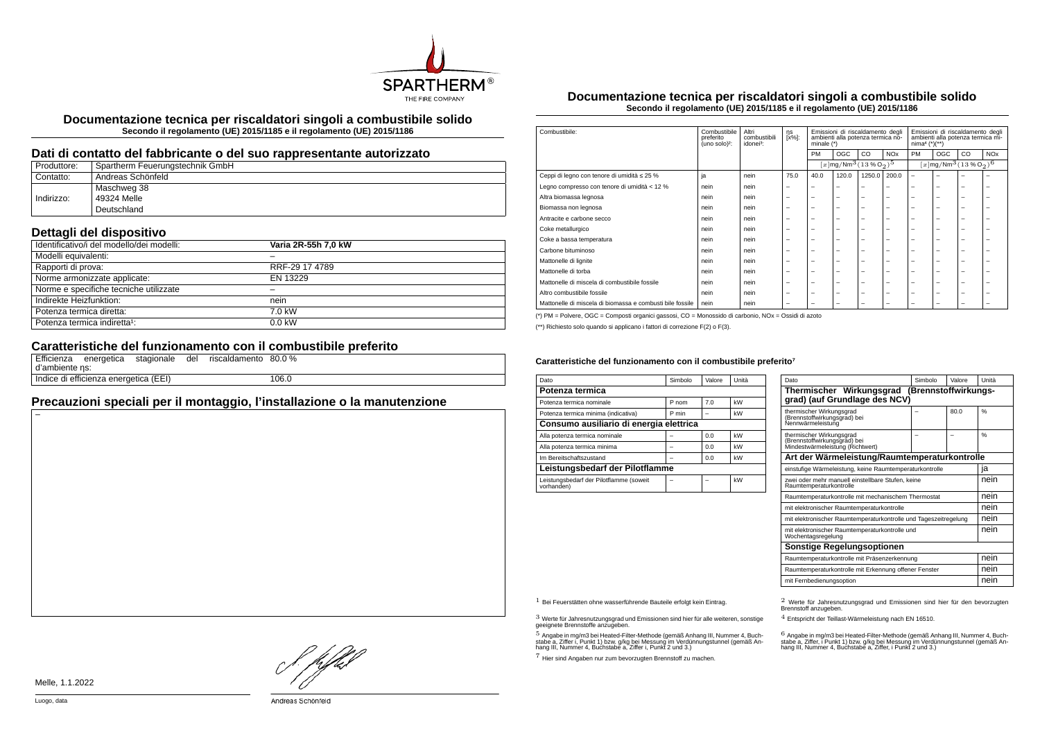# Documentazione tecnica per riscaldatori singoli a combustibile solido

**Secondo il regolamento (UE) 2015/1185 e il regolamento (UE) 2015/1186**

## Dati di contatto del fabbricante o del suo rappresentante autorizzato

| Produttore: | Spartherm Feuerungstechnik GmbH |
|---|---|
| Contatto: | Andreas Schönfeld |
| Indirizzo: | Maschweg 38<br>49324 Melle<br>Deutschland |

## Dettagli del dispositivo

| Identificativo/i del modello/dei modelli: | **Varia 2R-55h 7,0 kW** |
|---|---|
| Modelli equivalenti: | – |
| Rapporti di prova: | RRF-29 17 4789 |
| Norme armonizzate applicate: | EN 13229 |
| Norme e specifiche tecniche utilizzate | – |
| Indirekte Heizfunktion: | nein |
| Potenza termica diretta: | 7.0 kW |
| Potenza termica indiretta[1]: | 0.0 kW |

## Caratteristiche del funzionamento con il combustibile preferito

| Efficienza energetica stagionale del riscaldamento d'ambiente ηs: | 80.0 % |
|---|---|
| Indice di efficienza energetica (EEI) | 106.0 |

## Precauzioni speciali per il montaggio, l'installazione o la manutenzione

–

Melle, 1.1.2022

Luogo, data

Andreas Schönfeld

# Documentazione tecnica per riscaldatori singoli a combustibile solido

**Secondo il regolamento (UE) 2015/1185 e il regolamento (UE) 2015/1186**

| Combustibile: | Combustibile preferito (uno solo)[2]: | Altri combustibili idonei[3]: | ηs [x%]: | Emissioni di riscaldamento degli ambienti alla potenza termica nominale (*) | | | | Emissioni di riscaldamento degli ambienti alla potenza termica minima[4] (*)(**) | | | |
|---|---|---|---|---|---|---|---|---|---|---|---|
| | | | | PM | OGC | CO | NOx | PM | OGC | CO | NOx |
| | | | | $[x]$mg/Nm$^3$ (13 % $O_2$)[5] | | | | $[x]$mg/Nm$^3$ (13 % $O_2$)[6] | | | |
| Ceppi di legno con tenore di umidità ≤ 25 % | ja | nein | 75.0 | 40.0 | 120.0 | 1250.0 | 200.0 | – | – | – | – |
| Legno compresso con tenore di umidità < 12 % | nein | nein | – | – | – | – | – | – | – | – | – |
| Altra biomassa legnosa | nein | nein | – | – | – | – | – | – | – | – | – |
| Biomassa non legnosa | nein | nein | – | – | – | – | – | – | – | – | – |
| Antracite e carbone secco | nein | nein | – | – | – | – | – | – | – | – | – |
| Coke metallurgico | nein | nein | – | – | – | – | – | – | – | – | – |
| Coke a bassa temperatura | nein | nein | – | – | – | – | – | – | – | – | – |
| Carbone bituminoso | nein | nein | – | – | – | – | – | – | – | – | – |
| Mattonelle di lignite | nein | nein | – | – | – | – | – | – | – | – | – |
| Mattonelle di torba | nein | nein | – | – | – | – | – | – | – | – | – |
| Mattonelle di miscela di combustibile fossile | nein | nein | – | – | – | – | – | – | – | – | – |
| Altro combustibile fossile | nein | nein | – | – | – | – | – | – | – | – | – |
| Mattonelle di miscela di biomassa e combusti bile fossile | nein | nein | – | – | – | – | – | – | – | – | – |

(*) PM = Polvere, OGC = Composti organici gassosi, CO = Monossido di carbonio, NOx = Ossidi di azoto

(**) Richiesto solo quando si applicano i fattori di correzione F(2) o F(3).

#### Caratteristiche del funzionamento con il combustibile preferito[7]

| Dato | Simbolo | Valore | Unità |
|---|---|---|---|
| **Potenza termica** | | | |
| Potenza termica nominale | P nom | 7.0 | kW |
| Potenza termica minima (indicativa) | P min | – | kW |
| **Consumo ausiliario di energia elettrica** | | | |
| Alla potenza termica nominale | – | 0.0 | kW |
| Alla potenza termica minima | – | 0.0 | kW |
| Im Bereitschaftszustand | – | 0.0 | kW |
| **Leistungsbedarf der Pilotflamme** | | | |
| Leistungsbedarf der Pilotflamme (soweit vorhanden) | – | – | kW |

| Dato | Simbolo | Valore | Unità |
|---|---|---|---|
| **Thermischer Wirkungsgrad (Brennstoffwirkungsgrad) (auf Grundlage des NCV)** | | | |
| thermischer Wirkungsgrad (Brennstoffwirkungsgrad) bei Nennwärmeleistung | – | 80.0 | % |
| thermischer Wirkungsgrad (Brennstoffwirkungsgrad) bei Mindestwärmeleistung (Richtwert) | – | – | % |
| **Art der Wärmeleistung/Raumtemperaturkontrolle** | | | |
| einstufige Wärmeleistung, keine Raumtemperaturkontrolle | | | ja |
| zwei oder mehr manuell einstellbare Stufen, keine Raumtemperaturkontrolle | | | nein |
| Raumtemperaturkontrolle mit mechanischem Thermostat | | | nein |
| mit elektronischer Raumtemperaturkontrolle | | | nein |
| mit elektronischer Raumtemperaturkontrolle und Tageszeitregelung | | | nein |
| mit elektronischer Raumtemperaturkontrolle und Wochentagsregelung | | | nein |
| **Sonstige Regelungsoptionen** | | | |
| Raumtemperaturkontrolle mit Präsenzerkennung | | | nein |
| Raumtemperaturkontrolle mit Erkennung offener Fenster | | | nein |
| mit Fernbedienungsoption | | | nein |

[1] Bei Feuerstätten ohne wasserführende Bauteile erfolgt kein Eintrag.

[2] Werte für Jahresnutzungsgrad und Emissionen sind hier für den bevorzugten Brennstoff anzugeben.

[3] Werte für Jahresnutzungsgrad und Emissionen sind hier für alle weiteren, sonstige geeignete Brennstoffe anzugeben.

[4] Entspricht der Teillast-Wärmeleistung nach EN 16510.

[5] Angabe in mg/m3 bei Heated-Filter-Methode (gemäß Anhang III, Nummer 4, Buchstabe a, Ziffer i, Punkt 1) bzw. g/kg bei Messung im Verdünnungstunnel (gemäß Anhang III, Nummer 4, Buchstabe a, Ziffer i, Punkt 2 und 3.)

[6] Angabe in mg/m3 bei Heated-Filter-Methode (gemäß Anhang III, Nummer 4, Buchstabe a, Ziffer, i Punkt 1) bzw. g/kg bei Messung im Verdünnungstunnel (gemäß Anhang III, Nummer 4, Buchstabe a, Ziffer, i Punkt 2 und 3.)

[7] Hier sind Angaben nur zum bevorzugten Brennstoff zu machen.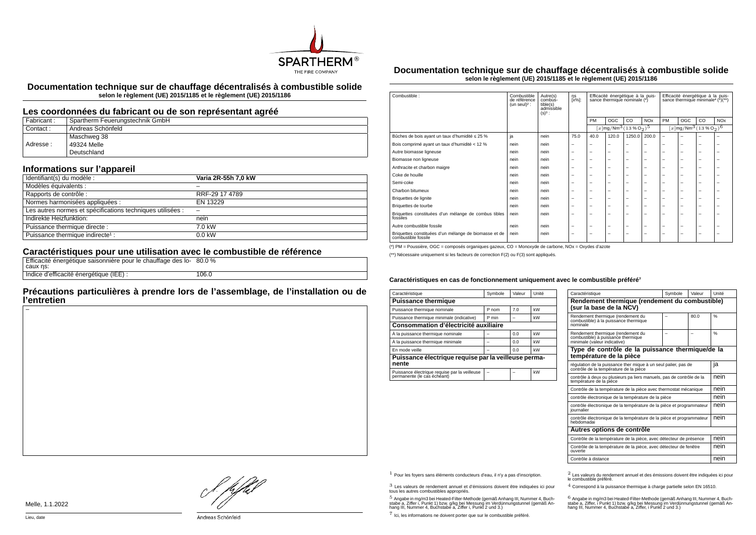SPARTHERM®
THE FIRE COMPANY

## Documentation technique sur de chauffage décentralisés à combustible solide

**selon le règlement (UE) 2015/1185 et le règlement (UE) 2015/1186**

### Les coordonnées du fabricant ou de son représentant agréé

| | |
|---|---|
| Fabricant : | Spartherm Feuerungstechnik GmbH |
| Contact : | Andreas Schönfeld |
| Adresse : | Maschweg 38<br>49324 Melle<br>Deutschland |

### Informations sur l'appareil

| | |
|---|---|
| Identifiant(s) du modèle : | **Varia 2R-55h 7,0 kW** |
| Modèles équivalents : | – |
| Rapports de contrôle : | RRF-29 17 4789 |
| Normes harmonisées appliquées : | EN 13229 |
| Les autres normes et spécifications techniques utilisées : | – |
| Indirekte Heizfunktion: | nein |
| Puissance thermique directe : | 7.0 kW |
| Puissance thermique indirecte[1] : | 0.0 kW |

### Caractéristiques pour une utilisation avec le combustible de référence

| | |
|---|---|
| Efficacité énergétique saisonnière pour le chauffage des locaux ηs: | 80.0 % |
| Indice d'efficacité énergétique (IEE) : | 106.0 |

### Précautions particulières à prendre lors de l'assemblage, de l'installation ou de l'entretien

–

Melle, 1.1.2022

Lieu, date

Andreas Schönfeld

## Documentation technique sur de chauffage décentralisés à combustible solide

**selon le règlement (UE) 2015/1185 et le règlement (UE) 2015/1186**

| Combustible : | Combustible de référence (un seul)[2] : | Autre(s) combustible(s) admissible (s)[3] : | ηs [x%]: | Efficacité énergétique à la puissance thermique nominale (*) | | | | Efficacité énergétique à la puissance thermique minimale[4] (*)(**) | | | |
|---|---|---|---|---|---|---|---|---|---|---|---|
| | | | | PM | OGC | CO | NOx | PM | OGC | CO | NOx |
| | | | | $[x]$ mg/Nm³ (13 % $O_2$)[5] | | | | $[x]$ mg/Nm³ (13 % $O_2$)[6] | | | |
| Bûches de bois ayant un taux d'humidité ≤ 25 % | ja | nein | 75.0 | 40.0 | 120.0 | 1250.0 | 200.0 | – | – | – | – |
| Bois comprimé ayant un taux d'humidité < 12 % | nein | nein | – | – | – | – | – | – | – | – | – |
| Autre biomasse ligneuse | nein | nein | – | – | – | – | – | – | – | – | – |
| Biomasse non ligneuse | nein | nein | – | – | – | – | – | – | – | – | – |
| Anthracite et charbon maigre | nein | nein | – | – | – | – | – | – | – | – | – |
| Coke de houille | nein | nein | – | – | – | – | – | – | – | – | – |
| Semi-coke | nein | nein | – | – | – | – | – | – | – | – | – |
| Charbon bitumeux | nein | nein | – | – | – | – | – | – | – | – | – |
| Briquettes de lignite | nein | nein | – | – | – | – | – | – | – | – | – |
| Briquettes de tourbe | nein | nein | – | – | – | – | – | – | – | – | – |
| Briquettes constituées d'un mélange de combus tibles fossiles | nein | nein | – | – | – | – | – | – | – | – | – |
| Autre combustible fossile | nein | nein | – | – | – | – | – | – | – | – | – |
| Briquettes constituées d'un mélange de biomasse et de combustible fossile | nein | nein | – | – | – | – | – | – | – | – | – |

(*) PM = Poussière, OGC = composés organiques gazeux, CO = Monoxyde de carbone, NOx = Oxydes d'azote

(**) Nécessaire uniquement si les facteurs de correction F(2) ou F(3) sont appliqués.

**Caractéristiques en cas de fonctionnement uniquement avec le combustible préféré[7]**

| Caractéristique | Symbole | Valeur | Unité |
|---|---|---|---|
| **Puissance thermique** | | | |
| Puissance thermique nominale | P nom | 7.0 | kW |
| Puissance thermique minimale (indicative) | P min | – | kW |
| **Consommation d'électricité auxiliaire** | | | |
| À la puissance thermique nominale | – | 0.0 | kW |
| À la puissance thermique minimale | – | 0.0 | kW |
| En mode veille | – | 0.0 | kW |
| **Puissance électrique requise par la veilleuse permanente** | | | |
| Puissance électrique requise par la veilleuse permanente (le cas échéant) | – | – | kW |

| Caractéristique | Symbole | Valeur | Unité |
|---|---|---|---|
| **Rendement thermique (rendement du combustible) (sur la base de la NCV)** | | | |
| Rendement thermique (rendement du combustible) à la puissance thermique nominale | – | 80.0 | % |
| Rendement thermique (rendement du combustible) à puissance thermique minimale (valeur indicative) | – | – | % |
| **Type de contrôle de la puissance thermique/de la température de la pièce** | | | |
| régulation de la puissance ther mique à un seul palier, pas de contrôle de la température de la pièce | | | ja |
| contrôle à deux ou plusieurs pa liers manuels, pas de contrôle de la température de la pièce | | | nein |
| Contrôle de la température de la pièce avec thermostat mécanique | | | nein |
| contrôle électronique de la température de la pièce | | | nein |
| contrôle électronique de la température de la pièce et programmateur journalier | | | nein |
| contrôle électronique de la température de la pièce et programmateur hebdomadai | | | nein |
| **Autres options de contrôle** | | | |
| Contrôle de la température de la pièce, avec détecteur de présence | | | nein |
| Contrôle de la température de la pièce, avec détecteur de fenêtre ouverte | | | nein |
| Contrôle à distance | | | nein |

[1] Pour les foyers sans éléments conducteurs d'eau, il n'y a pas d'inscription.

[2] Les valeurs du rendement annuel et des émissions doivent être indiquées ici pour le combustible préféré.

[3] Les valeurs de rendement annuel et d'émissions doivent être indiquées ici pour tous les autres combustibles appropriés.

[4] Correspond à la puissance thermique à charge partielle selon EN 16510.

[5] Angabe in mg/m3 bei Heated-Filter-Methode (gemäß Anhang III, Nummer 4, Buchstabe a, Ziffer i, Punkt 1) bzw. g/kg bei Messung im Verdünnungstunnel (gemäß Anhang III, Nummer 4, Buchstabe a, Ziffer i, Punkt 2 und 3.)

[6] Angabe in mg/m3 bei Heated-Filter-Methode (gemäß Anhang III, Nummer 4, Buchstabe a, Ziffer i, Punkt 1) bzw. g/kg bei Messung im Verdünnungstunnel (gemäß Anhang III, Nummer 4, Buchstabe a, Ziffer i, Punkt 2 und 3.)

[7] Ici, les informations ne doivent porter que sur le combustible préféré.